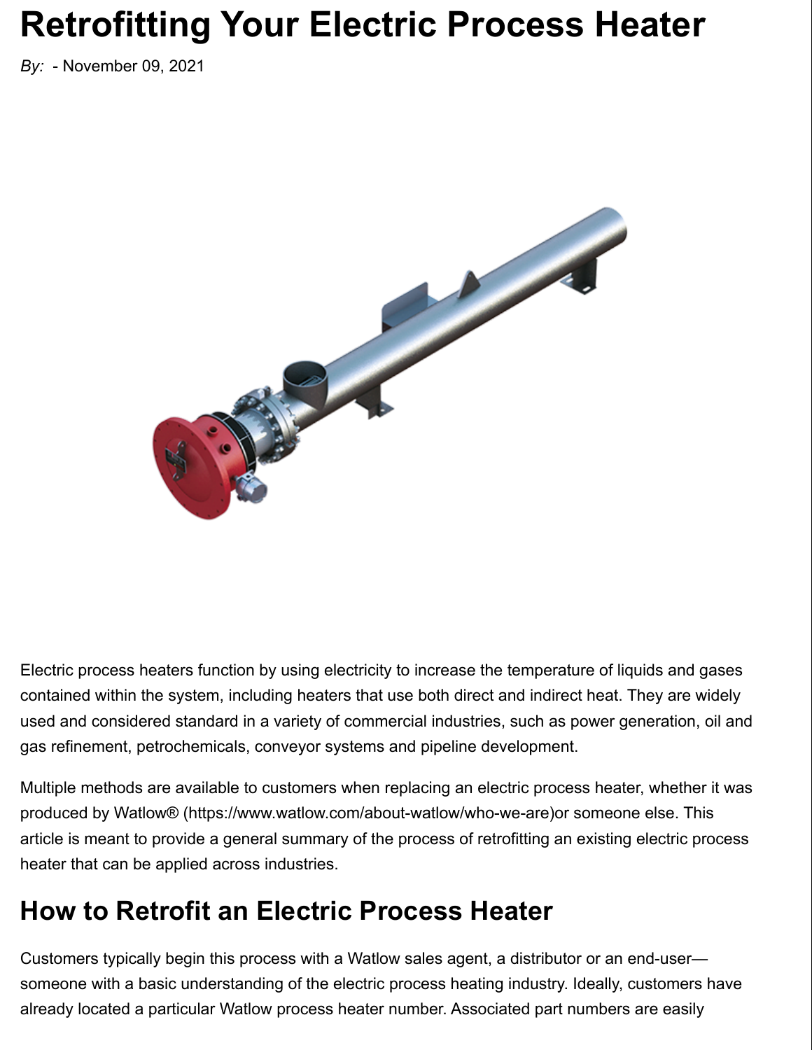# Retrofitting Your Electric Process Heater

*By:* - November 09, 2021

Electric process heaters function by using electricity to increase the temperature of liquids and gases contained within the system, including heaters that use both direct and indirect heat. They are widely used and considered standard in a variety of commercial industries, such as power generation, oil and gas refinement, petrochemicals, conveyor systems and pipeline development.

Multiple methods are available to customers when replacing an electric process heater, whether it was produced by Watlow® (https://www.watlow.com/about-watlow/who-we-are)or someone else. This article is meant to provide a general summary of the process of retrofitting an existing electric process heater that can be applied across industries.

## How to Retrofit an Electric Process Heater

Customers typically begin this process with a Watlow sales agent, a distributor or an end-user—someone with a basic understanding of the electric process heating industry. Ideally, customers have already located a particular Watlow process heater number. Associated part numbers are easily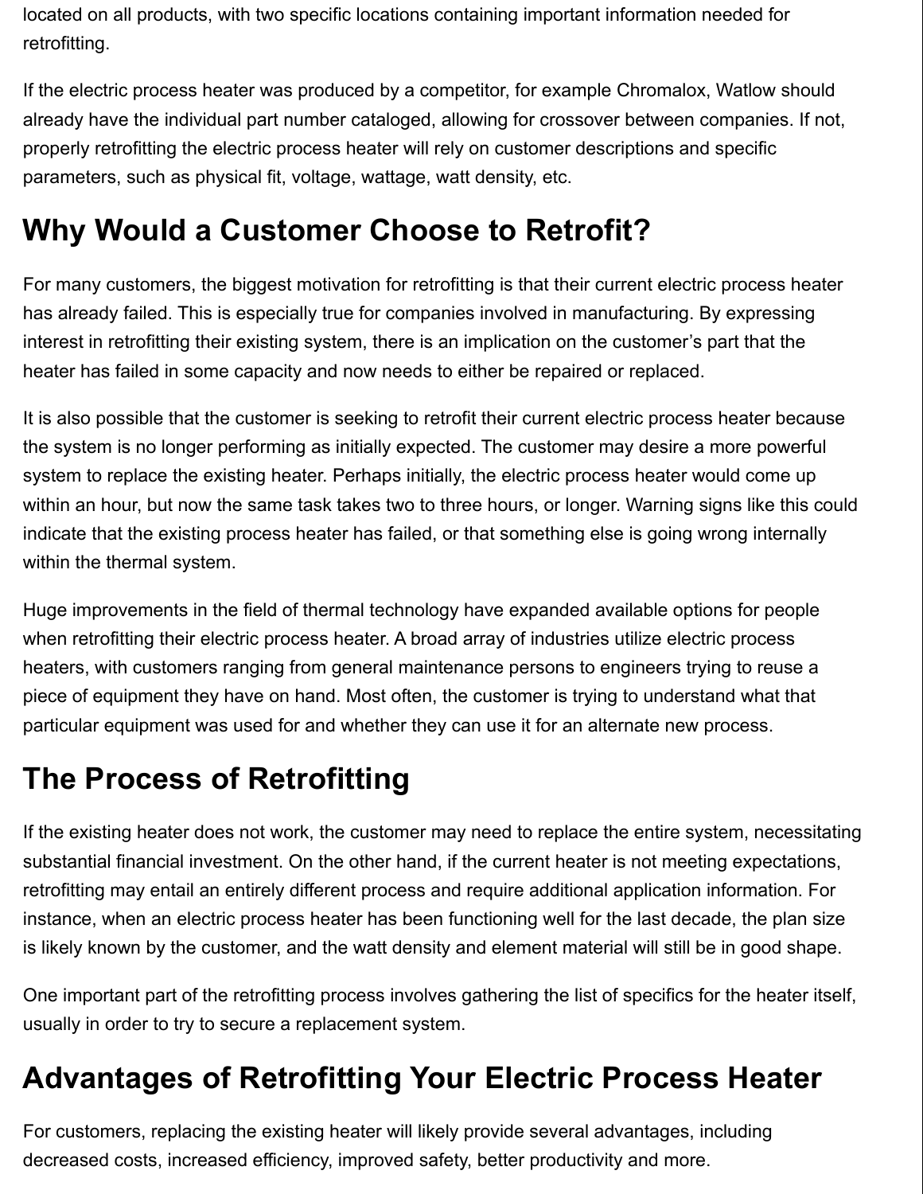located on all products, with two specific locations containing important information needed for retrofitting.

If the electric process heater was produced by a competitor, for example Chromalox, Watlow should already have the individual part number cataloged, allowing for crossover between companies. If not, properly retrofitting the electric process heater will rely on customer descriptions and specific parameters, such as physical fit, voltage, wattage, watt density, etc.

## Why Would a Customer Choose to Retrofit?

For many customers, the biggest motivation for retrofitting is that their current electric process heater has already failed. This is especially true for companies involved in manufacturing. By expressing interest in retrofitting their existing system, there is an implication on the customer's part that the heater has failed in some capacity and now needs to either be repaired or replaced.

It is also possible that the customer is seeking to retrofit their current electric process heater because the system is no longer performing as initially expected. The customer may desire a more powerful system to replace the existing heater. Perhaps initially, the electric process heater would come up within an hour, but now the same task takes two to three hours, or longer. Warning signs like this could indicate that the existing process heater has failed, or that something else is going wrong internally within the thermal system.

Huge improvements in the field of thermal technology have expanded available options for people when retrofitting their electric process heater. A broad array of industries utilize electric process heaters, with customers ranging from general maintenance persons to engineers trying to reuse a piece of equipment they have on hand. Most often, the customer is trying to understand what that particular equipment was used for and whether they can use it for an alternate new process.

## The Process of Retrofitting

If the existing heater does not work, the customer may need to replace the entire system, necessitating substantial financial investment. On the other hand, if the current heater is not meeting expectations, retrofitting may entail an entirely different process and require additional application information. For instance, when an electric process heater has been functioning well for the last decade, the plan size is likely known by the customer, and the watt density and element material will still be in good shape.

One important part of the retrofitting process involves gathering the list of specifics for the heater itself, usually in order to try to secure a replacement system.

## Advantages of Retrofitting Your Electric Process Heater

For customers, replacing the existing heater will likely provide several advantages, including decreased costs, increased efficiency, improved safety, better productivity and more.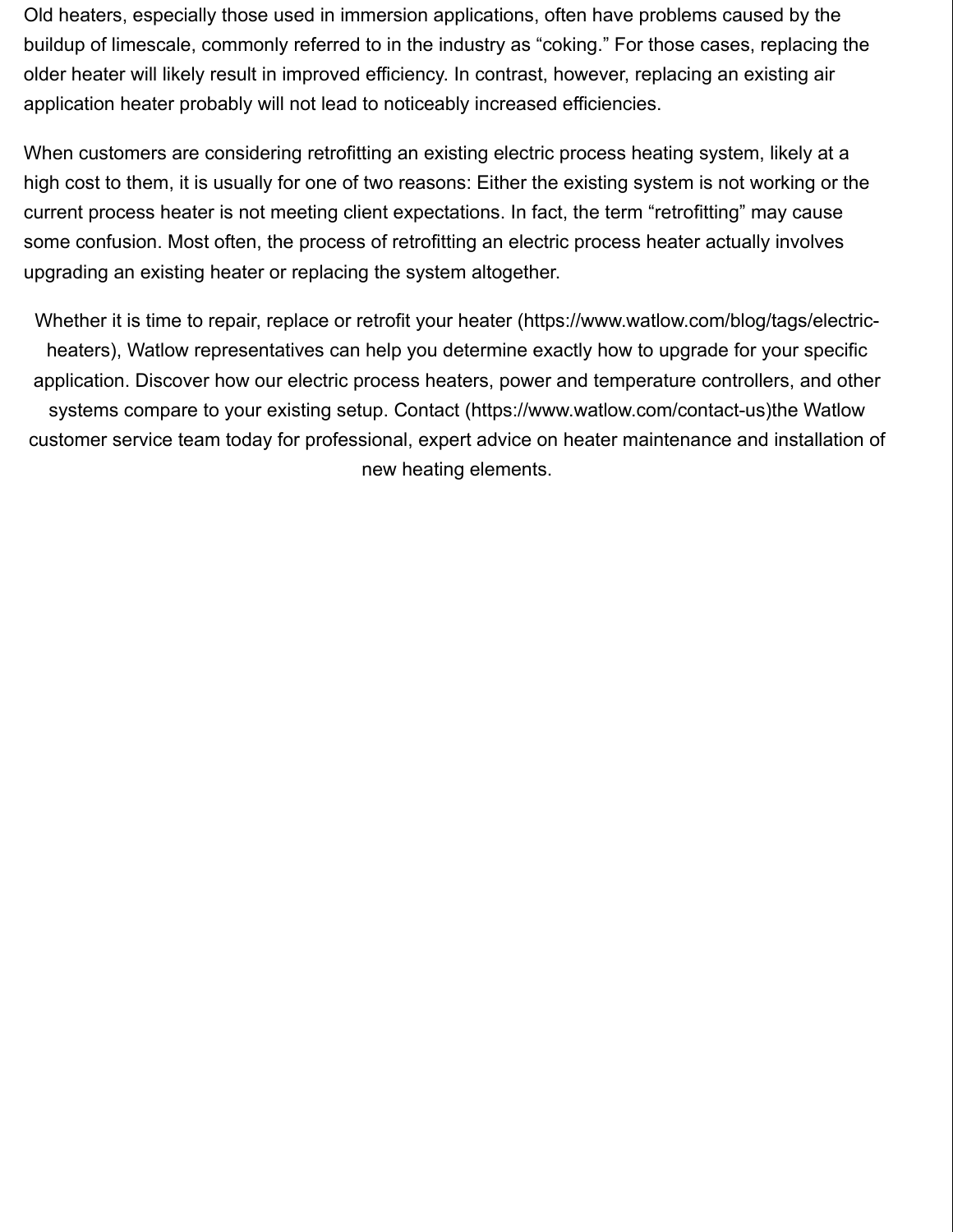Old heaters, especially those used in immersion applications, often have problems caused by the buildup of limescale, commonly referred to in the industry as “coking.” For those cases, replacing the older heater will likely result in improved efficiency. In contrast, however, replacing an existing air application heater probably will not lead to noticeably increased efficiencies.

When customers are considering retrofitting an existing electric process heating system, likely at a high cost to them, it is usually for one of two reasons: Either the existing system is not working or the current process heater is not meeting client expectations. In fact, the term “retrofitting” may cause some confusion. Most often, the process of retrofitting an electric process heater actually involves upgrading an existing heater or replacing the system altogether.

Whether it is time to repair, replace or retrofit your heater (https://www.watlow.com/blog/tags/electric-heaters), Watlow representatives can help you determine exactly how to upgrade for your specific application. Discover how our electric process heaters, power and temperature controllers, and other systems compare to your existing setup. Contact (https://www.watlow.com/contact-us)the Watlow customer service team today for professional, expert advice on heater maintenance and installation of new heating elements.